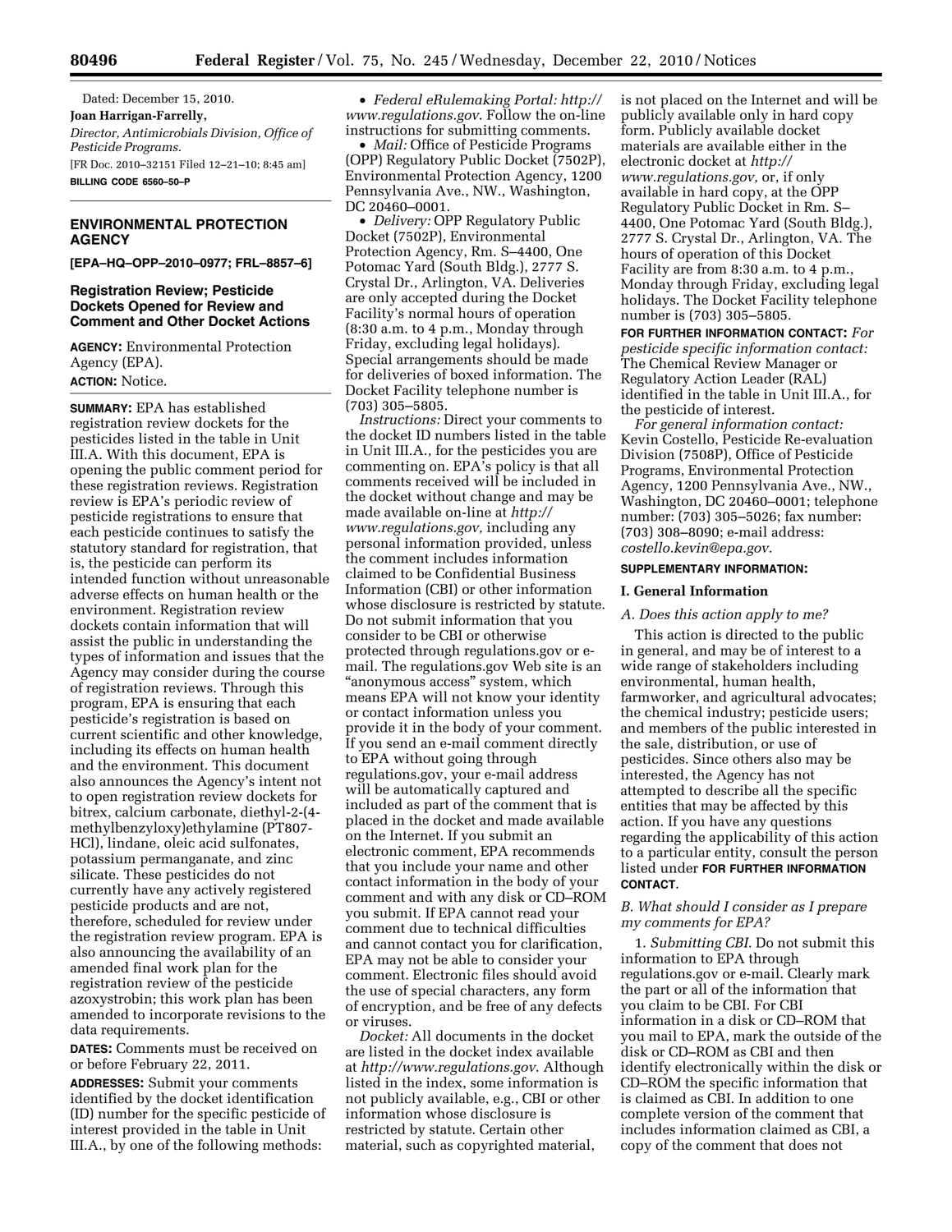Dated: December 15, 2010.

**Joan Harrigan-Farrelly,**

*Director, Antimicrobials Division, Office of Pesticide Programs.*

[FR Doc. 2010–32151 Filed 12–21–10; 8:45 am]

**BILLING CODE 6560–50–P**

## ENVIRONMENTAL PROTECTION AGENCY

**[EPA–HQ–OPP–2010–0977; FRL–8857–6]**

### Registration Review; Pesticide Dockets Opened for Review and Comment and Other Docket Actions

**AGENCY:** Environmental Protection Agency (EPA).

**ACTION:** Notice.

**SUMMARY:** EPA has established registration review dockets for the pesticides listed in the table in Unit III.A. With this document, EPA is opening the public comment period for these registration reviews. Registration review is EPA's periodic review of pesticide registrations to ensure that each pesticide continues to satisfy the statutory standard for registration, that is, the pesticide can perform its intended function without unreasonable adverse effects on human health or the environment. Registration review dockets contain information that will assist the public in understanding the types of information and issues that the Agency may consider during the course of registration reviews. Through this program, EPA is ensuring that each pesticide's registration is based on current scientific and other knowledge, including its effects on human health and the environment. This document also announces the Agency's intent not to open registration review dockets for bitrex, calcium carbonate, diethyl-2-(4-methylbenzyloxy)ethylamine (PT807-HCl), lindane, oleic acid sulfonates, potassium permanganate, and zinc silicate. These pesticides do not currently have any actively registered pesticide products and are not, therefore, scheduled for review under the registration review program. EPA is also announcing the availability of an amended final work plan for the registration review of the pesticide azoxystrobin; this work plan has been amended to incorporate revisions to the data requirements.

**DATES:** Comments must be received on or before February 22, 2011.

**ADDRESSES:** Submit your comments identified by the docket identification (ID) number for the specific pesticide of interest provided in the table in Unit III.A., by one of the following methods:

- *Federal eRulemaking Portal: http://www.regulations.gov.* Follow the on-line instructions for submitting comments.
- *Mail:* Office of Pesticide Programs (OPP) Regulatory Public Docket (7502P), Environmental Protection Agency, 1200 Pennsylvania Ave., NW., Washington, DC 20460–0001.
- *Delivery:* OPP Regulatory Public Docket (7502P), Environmental Protection Agency, Rm. S–4400, One Potomac Yard (South Bldg.), 2777 S. Crystal Dr., Arlington, VA. Deliveries are only accepted during the Docket Facility's normal hours of operation (8:30 a.m. to 4 p.m., Monday through Friday, excluding legal holidays). Special arrangements should be made for deliveries of boxed information. The Docket Facility telephone number is (703) 305–5805.

*Instructions:* Direct your comments to the docket ID numbers listed in the table in Unit III.A., for the pesticides you are commenting on. EPA's policy is that all comments received will be included in the docket without change and may be made available on-line at *http://www.regulations.gov,* including any personal information provided, unless the comment includes information claimed to be Confidential Business Information (CBI) or other information whose disclosure is restricted by statute. Do not submit information that you consider to be CBI or otherwise protected through regulations.gov or e-mail. The regulations.gov Web site is an "anonymous access" system, which means EPA will not know your identity or contact information unless you provide it in the body of your comment. If you send an e-mail comment directly to EPA without going through regulations.gov, your e-mail address will be automatically captured and included as part of the comment that is placed in the docket and made available on the Internet. If you submit an electronic comment, EPA recommends that you include your name and other contact information in the body of your comment and with any disk or CD–ROM you submit. If EPA cannot read your comment due to technical difficulties and cannot contact you for clarification, EPA may not be able to consider your comment. Electronic files should avoid the use of special characters, any form of encryption, and be free of any defects or viruses.

*Docket:* All documents in the docket are listed in the docket index available at *http://www.regulations.gov*. Although listed in the index, some information is not publicly available, e.g., CBI or other information whose disclosure is restricted by statute. Certain other material, such as copyrighted material, is not placed on the Internet and will be publicly available only in hard copy form. Publicly available docket materials are available either in the electronic docket at *http://www.regulations.gov,* or, if only available in hard copy, at the OPP Regulatory Public Docket in Rm. S–4400, One Potomac Yard (South Bldg.), 2777 S. Crystal Dr., Arlington, VA. The hours of operation of this Docket Facility are from 8:30 a.m. to 4 p.m., Monday through Friday, excluding legal holidays. The Docket Facility telephone number is (703) 305–5805.

**FOR FURTHER INFORMATION CONTACT:** *For pesticide specific information contact:* The Chemical Review Manager or Regulatory Action Leader (RAL) identified in the table in Unit III.A., for the pesticide of interest.

*For general information contact:* Kevin Costello, Pesticide Re-evaluation Division (7508P), Office of Pesticide Programs, Environmental Protection Agency, 1200 Pennsylvania Ave., NW., Washington, DC 20460–0001; telephone number: (703) 305–5026; fax number: (703) 308–8090; e-mail address: *costello.kevin@epa.gov.*

**SUPPLEMENTARY INFORMATION:**

## I. General Information

### *A. Does this action apply to me?*

This action is directed to the public in general, and may be of interest to a wide range of stakeholders including environmental, human health, farmworker, and agricultural advocates; the chemical industry; pesticide users; and members of the public interested in the sale, distribution, or use of pesticides. Since others also may be interested, the Agency has not attempted to describe all the specific entities that may be affected by this action. If you have any questions regarding the applicability of this action to a particular entity, consult the person listed under **FOR FURTHER INFORMATION CONTACT**.

### *B. What should I consider as I prepare my comments for EPA?*

1. *Submitting CBI.* Do not submit this information to EPA through regulations.gov or e-mail. Clearly mark the part or all of the information that you claim to be CBI. For CBI information in a disk or CD–ROM that you mail to EPA, mark the outside of the disk or CD–ROM as CBI and then identify electronically within the disk or CD–ROM the specific information that is claimed as CBI. In addition to one complete version of the comment that includes information claimed as CBI, a copy of the comment that does not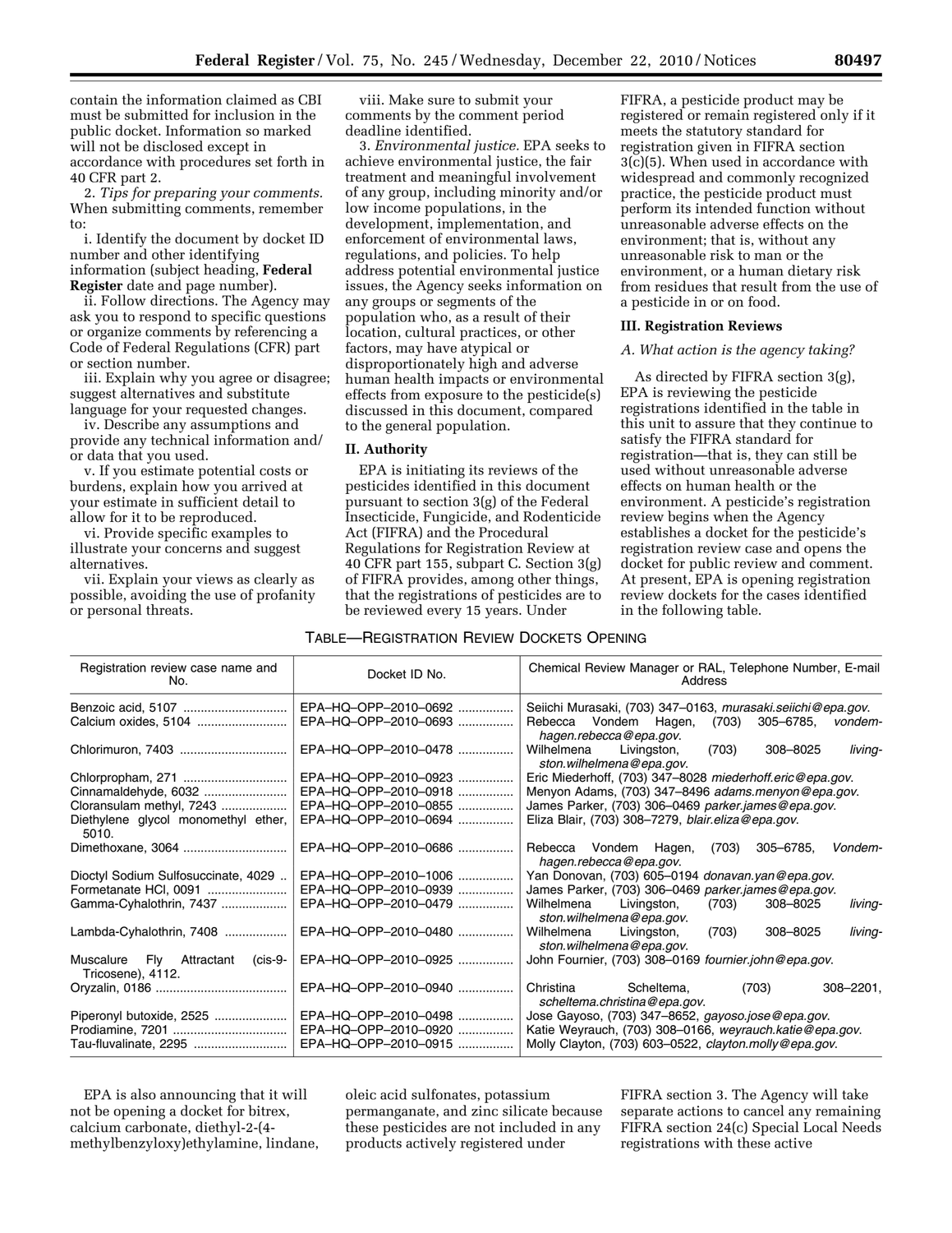contain the information claimed as CBI must be submitted for inclusion in the public docket. Information so marked will not be disclosed except in accordance with procedures set forth in 40 CFR part 2.

2. *Tips for preparing your comments.* When submitting comments, remember to:

i. Identify the document by docket ID number and other identifying information (subject heading, **Federal Register** date and page number).

ii. Follow directions. The Agency may ask you to respond to specific questions or organize comments by referencing a Code of Federal Regulations (CFR) part or section number.

iii. Explain why you agree or disagree; suggest alternatives and substitute language for your requested changes.

iv. Describe any assumptions and provide any technical information and/or data that you used.

v. If you estimate potential costs or burdens, explain how you arrived at your estimate in sufficient detail to allow for it to be reproduced.

vi. Provide specific examples to illustrate your concerns and suggest alternatives.

vii. Explain your views as clearly as possible, avoiding the use of profanity or personal threats.

viii. Make sure to submit your comments by the comment period deadline identified.

3. *Environmental justice.* EPA seeks to achieve environmental justice, the fair treatment and meaningful involvement of any group, including minority and/or low income populations, in the development, implementation, and enforcement of environmental laws, regulations, and policies. To help address potential environmental justice issues, the Agency seeks information on any groups or segments of the population who, as a result of their location, cultural practices, or other factors, may have atypical or disproportionately high and adverse human health impacts or environmental effects from exposure to the pesticide(s) discussed in this document, compared to the general population.

## II. Authority

EPA is initiating its reviews of the pesticides identified in this document pursuant to section 3(g) of the Federal Insecticide, Fungicide, and Rodenticide Act (FIFRA) and the Procedural Regulations for Registration Review at 40 CFR part 155, subpart C. Section 3(g) of FIFRA provides, among other things, that the registrations of pesticides are to be reviewed every 15 years. Under FIFRA, a pesticide product may be registered or remain registered only if it meets the statutory standard for registration given in FIFRA section 3(c)(5). When used in accordance with widespread and commonly recognized practice, the pesticide product must perform its intended function without unreasonable adverse effects on the environment; that is, without any unreasonable risk to man or the environment, or a human dietary risk from residues that result from the use of a pesticide in or on food.

## III. Registration Reviews

### A. What action is the agency taking?

As directed by FIFRA section 3(g), EPA is reviewing the pesticide registrations identified in the table in this unit to assure that they continue to satisfy the FIFRA standard for registration—that is, they can still be used without unreasonable adverse effects on human health or the environment. A pesticide's registration review begins when the Agency establishes a docket for the pesticide's registration review case and opens the docket for public review and comment. At present, EPA is opening registration review dockets for the cases identified in the following table.

TABLE—REGISTRATION REVIEW DOCKETS OPENING

| Registration review case name and No. | Docket ID No. | Chemical Review Manager or RAL, Telephone Number, E-mail Address |
|---|---|---|
| Benzoic acid, 5107 | EPA–HQ–OPP–2010–0692 | Seiichi Murasaki, (703) 347–0163, *murasaki.seiichi@epa.gov.* |
| Calcium oxides, 5104 | EPA–HQ–OPP–2010–0693 | Rebecca Vondem Hagen, (703) 305–6785, *vondemhagen.rebecca@epa.gov.* |
| Chlorimuron, 7403 | EPA–HQ–OPP–2010–0478 | Wilhelmena Livingston, (703) 308–8025 *livingston.wilhelmena@epa.gov.* |
| Chlorpropham, 271 | EPA–HQ–OPP–2010–0923 | Eric Miederhoff, (703) 347–8028 *miederhoff.eric@epa.gov.* |
| Cinnamaldehyde, 6032 | EPA–HQ–OPP–2010–0918 | Menyon Adams, (703) 347–8496 *adams.menyon@epa.gov.* |
| Cloransulam methyl, 7243 | EPA–HQ–OPP–2010–0855 | James Parker, (703) 306–0469 *parker.james@epa.gov.* |
| Diethylene glycol monomethyl ether, 5010. | EPA–HQ–OPP–2010–0694 | Eliza Blair, (703) 308–7279, *blair.eliza@epa.gov.* |
| Dimethoxane, 3064 | EPA–HQ–OPP–2010–0686 | Rebecca Vondem Hagen, (703) 305–6785, *Vondemhagen.rebecca@epa.gov.* |
| Dioctyl Sodium Sulfosuccinate, 4029 | EPA–HQ–OPP–2010–1006 | Yan Donovan, (703) 605–0194 *donavan.yan@epa.gov.* |
| Formetanate HCl, 0091 | EPA–HQ–OPP–2010–0939 | James Parker, (703) 306–0469 *parker.james@epa.gov.* |
| Gamma-Cyhalothrin, 7437 | EPA–HQ–OPP–2010–0479 | Wilhelmena Livingston, (703) 308–8025 *livingston.wilhelmena@epa.gov.* |
| Lambda-Cyhalothrin, 7408 | EPA–HQ–OPP–2010–0480 | Wilhelmena Livingston, (703) 308–8025 *livingston.wilhelmena@epa.gov.* |
| Muscalure Fly Attractant (cis-9-Tricosene), 4112. | EPA–HQ–OPP–2010–0925 | John Fournier, (703) 308–0169 *fournier.john@epa.gov.* |
| Oryzalin, 0186 | EPA–HQ–OPP–2010–0940 | Christina Scheltema, (703) 308–2201, *scheltema.christina@epa.gov.* |
| Piperonyl butoxide, 2525 | EPA–HQ–OPP–2010–0498 | Jose Gayoso, (703) 347–8652, *gayoso.jose@epa.gov.* |
| Prodiamine, 7201 | EPA–HQ–OPP–2010–0920 | Katie Weyrauch, (703) 308–0166, *weyrauch.katie@epa.gov.* |
| Tau-fluvalinate, 2295 | EPA–HQ–OPP–2010–0915 | Molly Clayton, (703) 603–0522, *clayton.molly@epa.gov.* |

EPA is also announcing that it will not be opening a docket for bitrex, calcium carbonate, diethyl-2-(4-methylbenzyloxy)ethylamine, lindane, oleic acid sulfonates, potassium permanganate, and zinc silicate because these pesticides are not included in any products actively registered under FIFRA section 3. The Agency will take separate actions to cancel any remaining FIFRA section 24(c) Special Local Needs registrations with these active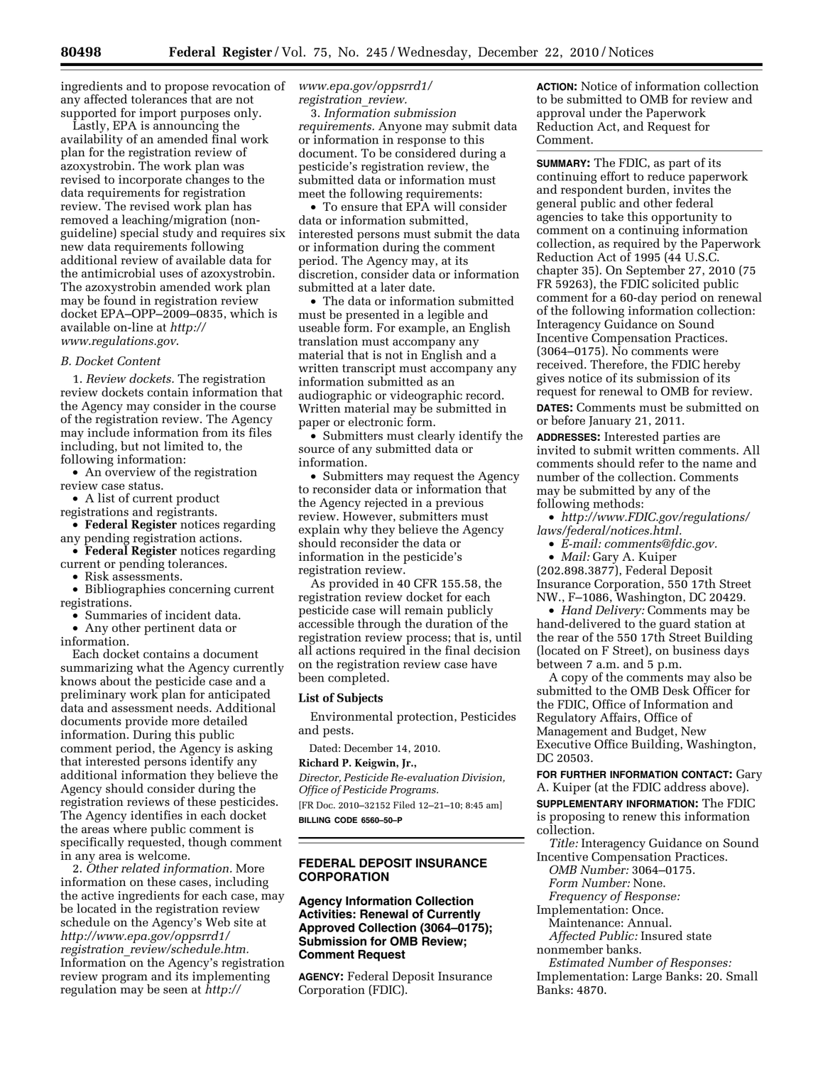ingredients and to propose revocation of any affected tolerances that are not supported for import purposes only.

Lastly, EPA is announcing the availability of an amended final work plan for the registration review of azoxystrobin. The work plan was revised to incorporate changes to the data requirements for registration review. The revised work plan has removed a leaching/migration (non-guideline) special study and requires six new data requirements following additional review of available data for the antimicrobial uses of azoxystrobin. The azoxystrobin amended work plan may be found in registration review docket EPA–OPP–2009–0835, which is available on-line at *http://www.regulations.gov*.

*B. Docket Content*

1. *Review dockets.* The registration review dockets contain information that the Agency may consider in the course of the registration review. The Agency may include information from its files including, but not limited to, the following information:

- An overview of the registration review case status.
- A list of current product registrations and registrants.
- **Federal Register** notices regarding any pending registration actions.
- **Federal Register** notices regarding current or pending tolerances.
- Risk assessments.
- Bibliographies concerning current registrations.
- Summaries of incident data.
- Any other pertinent data or information.

Each docket contains a document summarizing what the Agency currently knows about the pesticide case and a preliminary work plan for anticipated data and assessment needs. Additional documents provide more detailed information. During this public comment period, the Agency is asking that interested persons identify any additional information they believe the Agency should consider during the registration reviews of these pesticides. The Agency identifies in each docket the areas where public comment is specifically requested, though comment in any area is welcome.

2. *Other related information.* More information on these cases, including the active ingredients for each case, may be located in the registration review schedule on the Agency's Web site at *http://www.epa.gov/oppsrrd1/registration_review/schedule.htm.* Information on the Agency's registration review program and its implementing regulation may be seen at *http://www.epa.gov/oppsrrd1/registration_review.*

3. *Information submission requirements.* Anyone may submit data or information in response to this document. To be considered during a pesticide's registration review, the submitted data or information must meet the following requirements:

- To ensure that EPA will consider data or information submitted, interested persons must submit the data or information during the comment period. The Agency may, at its discretion, consider data or information submitted at a later date.
- The data or information submitted must be presented in a legible and useable form. For example, an English translation must accompany any material that is not in English and a written transcript must accompany any information submitted as an audiographic or videographic record. Written material may be submitted in paper or electronic form.
- Submitters must clearly identify the source of any submitted data or information.
- Submitters may request the Agency to reconsider data or information that the Agency rejected in a previous review. However, submitters must explain why they believe the Agency should reconsider the data or information in the pesticide's registration review.

As provided in 40 CFR 155.58, the registration review docket for each pesticide case will remain publicly accessible through the duration of the registration review process; that is, until all actions required in the final decision on the registration review case have been completed.

**List of Subjects**

Environmental protection, Pesticides and pests.

Dated: December 14, 2010.

**Richard P. Keigwin, Jr.,**

*Director, Pesticide Re-evaluation Division, Office of Pesticide Programs.*

[FR Doc. 2010–32152 Filed 12–21–10; 8:45 am]

**BILLING CODE 6560–50–P**

## FEDERAL DEPOSIT INSURANCE CORPORATION

### Agency Information Collection Activities: Renewal of Currently Approved Collection (3064–0175); Submission for OMB Review; Comment Request

**AGENCY:** Federal Deposit Insurance Corporation (FDIC).

**ACTION:** Notice of information collection to be submitted to OMB for review and approval under the Paperwork Reduction Act, and Request for Comment.

**SUMMARY:** The FDIC, as part of its continuing effort to reduce paperwork and respondent burden, invites the general public and other federal agencies to take this opportunity to comment on a continuing information collection, as required by the Paperwork Reduction Act of 1995 (44 U.S.C. chapter 35). On September 27, 2010 (75 FR 59263), the FDIC solicited public comment for a 60-day period on renewal of the following information collection: Interagency Guidance on Sound Incentive Compensation Practices. (3064–0175). No comments were received. Therefore, the FDIC hereby gives notice of its submission of its request for renewal to OMB for review.

**DATES:** Comments must be submitted on or before January 21, 2011.

**ADDRESSES:** Interested parties are invited to submit written comments. All comments should refer to the name and number of the collection. Comments may be submitted by any of the following methods:

- *http://www.FDIC.gov/regulations/laws/federal/notices.html.*
- *E-mail: comments@fdic.gov.*
- *Mail:* Gary A. Kuiper (202.898.3877), Federal Deposit Insurance Corporation, 550 17th Street NW., F–1086, Washington, DC 20429.
- *Hand Delivery:* Comments may be hand-delivered to the guard station at the rear of the 550 17th Street Building (located on F Street), on business days between 7 a.m. and 5 p.m.

A copy of the comments may also be submitted to the OMB Desk Officer for the FDIC, Office of Information and Regulatory Affairs, Office of Management and Budget, New Executive Office Building, Washington, DC 20503.

**FOR FURTHER INFORMATION CONTACT:** Gary A. Kuiper (at the FDIC address above).

**SUPPLEMENTARY INFORMATION:** The FDIC is proposing to renew this information collection.

*Title:* Interagency Guidance on Sound Incentive Compensation Practices.

*OMB Number:* 3064–0175.

*Form Number:* None.

*Frequency of Response:*
Implementation: Once.
Maintenance: Annual.

*Affected Public:* Insured state nonmember banks.

*Estimated Number of Responses:*
Implementation: Large Banks: 20. Small Banks: 4870.